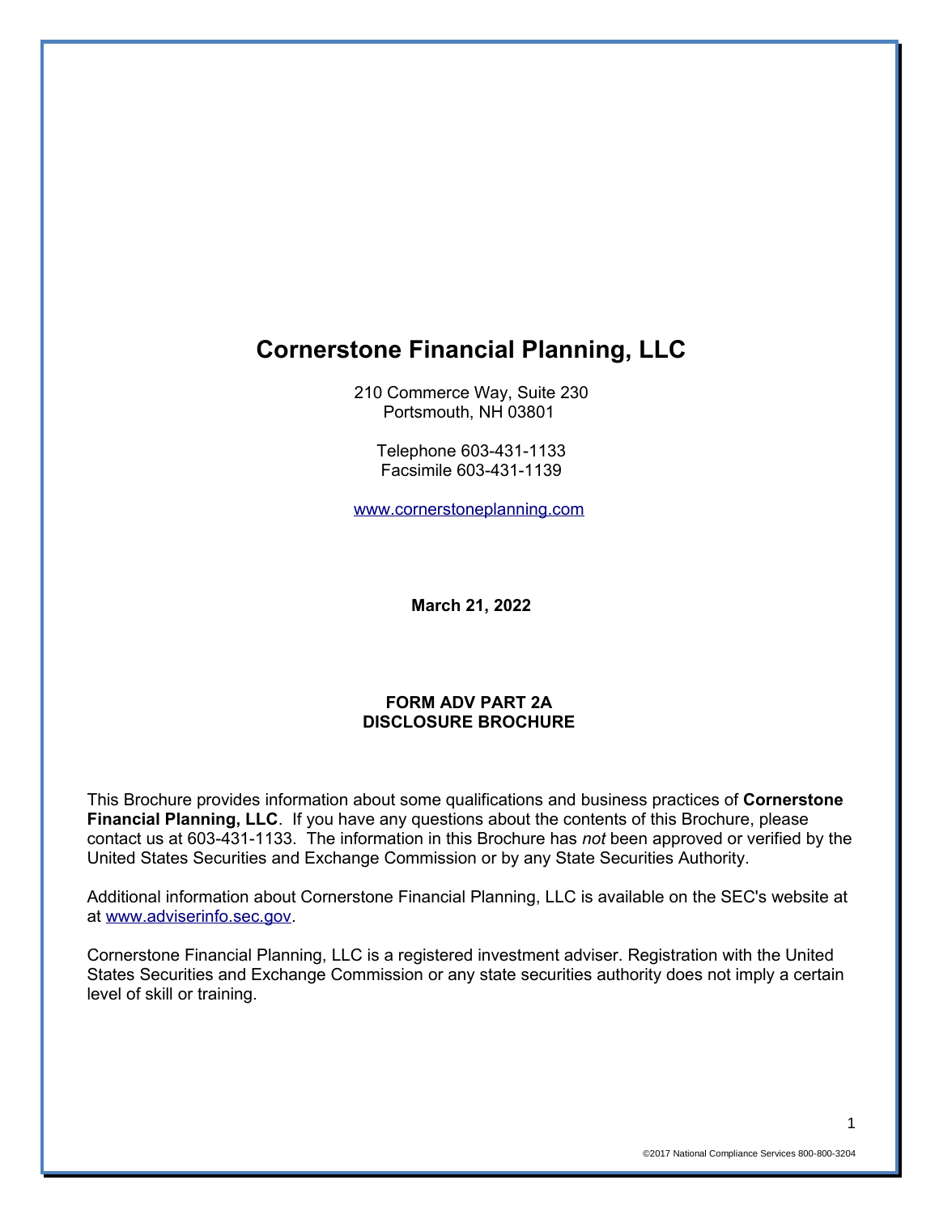# Cornerstone Financial Planning, LLC

210 Commerce Way, Suite 230
Portsmouth, NH 03801

Telephone 603-431-1133
Facsimile 603-431-1139

www.cornerstoneplanning.com

**March 21, 2022**

**FORM ADV PART 2A**
**DISCLOSURE BROCHURE**

This Brochure provides information about some qualifications and business practices of **Cornerstone Financial Planning, LLC**. If you have any questions about the contents of this Brochure, please contact us at 603-431-1133. The information in this Brochure has *not* been approved or verified by the United States Securities and Exchange Commission or by any State Securities Authority.

Additional information about Cornerstone Financial Planning, LLC is available on the SEC's website at at www.adviserinfo.sec.gov.

Cornerstone Financial Planning, LLC is a registered investment adviser. Registration with the United States Securities and Exchange Commission or any state securities authority does not imply a certain level of skill or training.

©2017 National Compliance Services 800-800-3204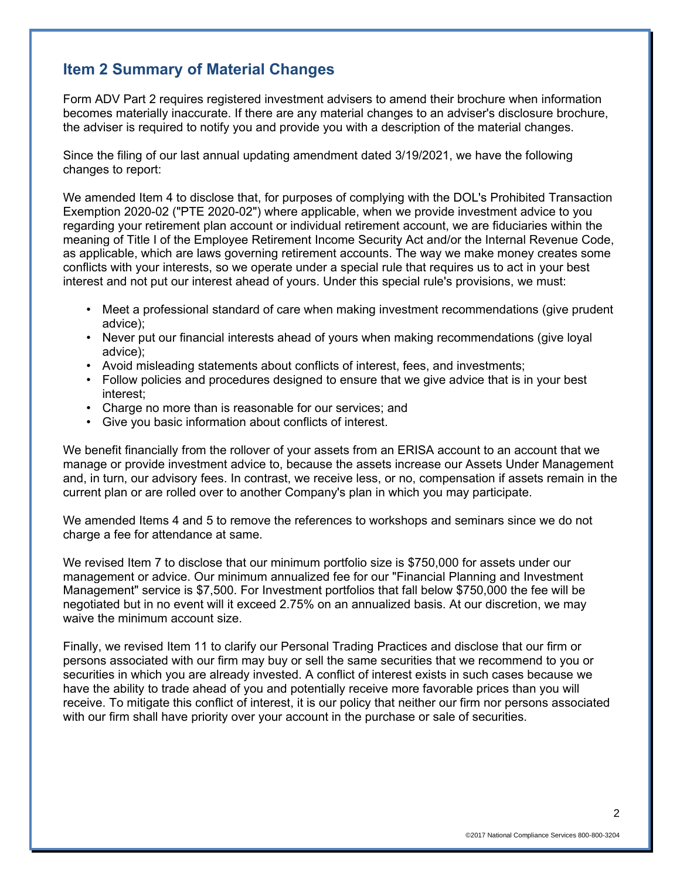## Item 2 Summary of Material Changes

Form ADV Part 2 requires registered investment advisers to amend their brochure when information becomes materially inaccurate. If there are any material changes to an adviser's disclosure brochure, the adviser is required to notify you and provide you with a description of the material changes.

Since the filing of our last annual updating amendment dated 3/19/2021, we have the following changes to report:

We amended Item 4 to disclose that, for purposes of complying with the DOL's Prohibited Transaction Exemption 2020-02 ("PTE 2020-02") where applicable, when we provide investment advice to you regarding your retirement plan account or individual retirement account, we are fiduciaries within the meaning of Title I of the Employee Retirement Income Security Act and/or the Internal Revenue Code, as applicable, which are laws governing retirement accounts. The way we make money creates some conflicts with your interests, so we operate under a special rule that requires us to act in your best interest and not put our interest ahead of yours. Under this special rule's provisions, we must:

- Meet a professional standard of care when making investment recommendations (give prudent advice);
- Never put our financial interests ahead of yours when making recommendations (give loyal advice);
- Avoid misleading statements about conflicts of interest, fees, and investments;
- Follow policies and procedures designed to ensure that we give advice that is in your best interest;
- Charge no more than is reasonable for our services; and
- Give you basic information about conflicts of interest.

We benefit financially from the rollover of your assets from an ERISA account to an account that we manage or provide investment advice to, because the assets increase our Assets Under Management and, in turn, our advisory fees. In contrast, we receive less, or no, compensation if assets remain in the current plan or are rolled over to another Company's plan in which you may participate.

We amended Items 4 and 5 to remove the references to workshops and seminars since we do not charge a fee for attendance at same.

We revised Item 7 to disclose that our minimum portfolio size is $750,000 for assets under our management or advice. Our minimum annualized fee for our "Financial Planning and Investment Management" service is $7,500. For Investment portfolios that fall below $750,000 the fee will be negotiated but in no event will it exceed 2.75% on an annualized basis. At our discretion, we may waive the minimum account size.

Finally, we revised Item 11 to clarify our Personal Trading Practices and disclose that our firm or persons associated with our firm may buy or sell the same securities that we recommend to you or securities in which you are already invested. A conflict of interest exists in such cases because we have the ability to trade ahead of you and potentially receive more favorable prices than you will receive. To mitigate this conflict of interest, it is our policy that neither our firm nor persons associated with our firm shall have priority over your account in the purchase or sale of securities.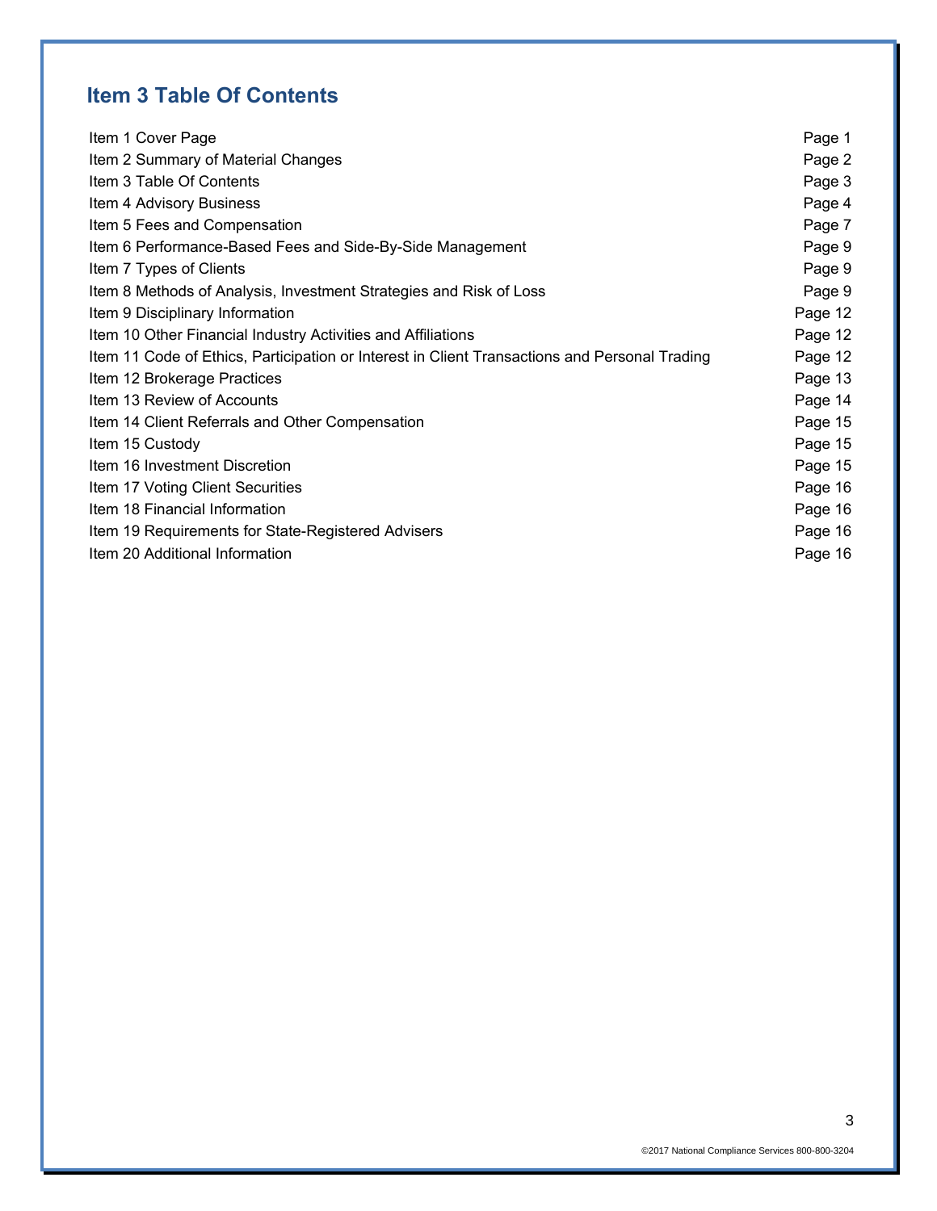## Item 3 Table Of Contents

| | |
|---|---|
| Item 1 Cover Page | Page 1 |
| Item 2 Summary of Material Changes | Page 2 |
| Item 3 Table Of Contents | Page 3 |
| Item 4 Advisory Business | Page 4 |
| Item 5 Fees and Compensation | Page 7 |
| Item 6 Performance-Based Fees and Side-By-Side Management | Page 9 |
| Item 7 Types of Clients | Page 9 |
| Item 8 Methods of Analysis, Investment Strategies and Risk of Loss | Page 9 |
| Item 9 Disciplinary Information | Page 12 |
| Item 10 Other Financial Industry Activities and Affiliations | Page 12 |
| Item 11 Code of Ethics, Participation or Interest in Client Transactions and Personal Trading | Page 12 |
| Item 12 Brokerage Practices | Page 13 |
| Item 13 Review of Accounts | Page 14 |
| Item 14 Client Referrals and Other Compensation | Page 15 |
| Item 15 Custody | Page 15 |
| Item 16 Investment Discretion | Page 15 |
| Item 17 Voting Client Securities | Page 16 |
| Item 18 Financial Information | Page 16 |
| Item 19 Requirements for State-Registered Advisers | Page 16 |
| Item 20 Additional Information | Page 16 |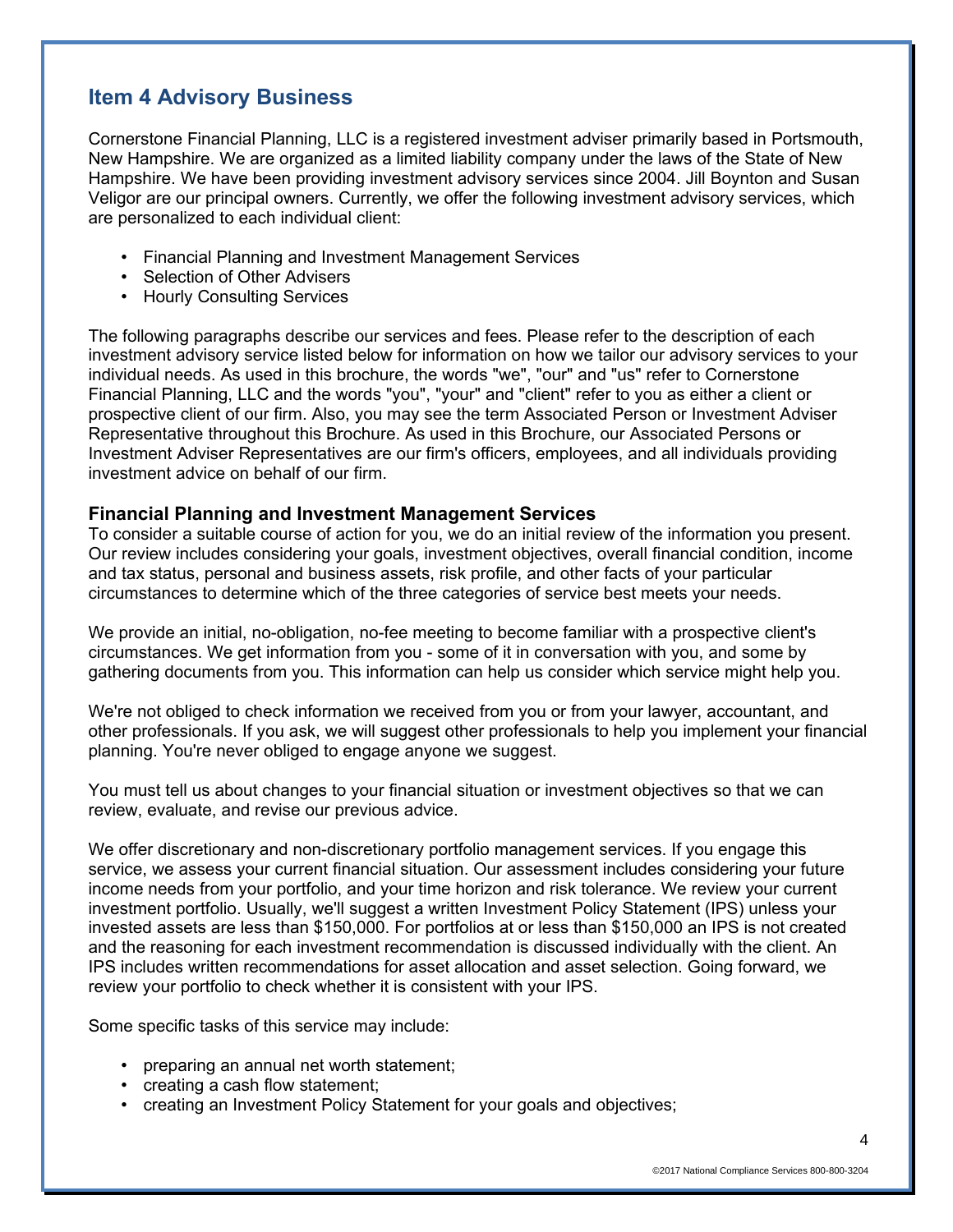## Item 4 Advisory Business

Cornerstone Financial Planning, LLC is a registered investment adviser primarily based in Portsmouth, New Hampshire. We are organized as a limited liability company under the laws of the State of New Hampshire. We have been providing investment advisory services since 2004. Jill Boynton and Susan Veligor are our principal owners. Currently, we offer the following investment advisory services, which are personalized to each individual client:

- Financial Planning and Investment Management Services
- Selection of Other Advisers
- Hourly Consulting Services

The following paragraphs describe our services and fees. Please refer to the description of each investment advisory service listed below for information on how we tailor our advisory services to your individual needs. As used in this brochure, the words "we", "our" and "us" refer to Cornerstone Financial Planning, LLC and the words "you", "your" and "client" refer to you as either a client or prospective client of our firm. Also, you may see the term Associated Person or Investment Adviser Representative throughout this Brochure. As used in this Brochure, our Associated Persons or Investment Adviser Representatives are our firm's officers, employees, and all individuals providing investment advice on behalf of our firm.

**Financial Planning and Investment Management Services**

To consider a suitable course of action for you, we do an initial review of the information you present. Our review includes considering your goals, investment objectives, overall financial condition, income and tax status, personal and business assets, risk profile, and other facts of your particular circumstances to determine which of the three categories of service best meets your needs.

We provide an initial, no-obligation, no-fee meeting to become familiar with a prospective client's circumstances. We get information from you - some of it in conversation with you, and some by gathering documents from you. This information can help us consider which service might help you.

We're not obliged to check information we received from you or from your lawyer, accountant, and other professionals. If you ask, we will suggest other professionals to help you implement your financial planning. You're never obliged to engage anyone we suggest.

You must tell us about changes to your financial situation or investment objectives so that we can review, evaluate, and revise our previous advice.

We offer discretionary and non-discretionary portfolio management services. If you engage this service, we assess your current financial situation. Our assessment includes considering your future income needs from your portfolio, and your time horizon and risk tolerance. We review your current investment portfolio. Usually, we'll suggest a written Investment Policy Statement (IPS) unless your invested assets are less than $150,000. For portfolios at or less than $150,000 an IPS is not created and the reasoning for each investment recommendation is discussed individually with the client. An IPS includes written recommendations for asset allocation and asset selection. Going forward, we review your portfolio to check whether it is consistent with your IPS.

Some specific tasks of this service may include:

- preparing an annual net worth statement;
- creating a cash flow statement;
- creating an Investment Policy Statement for your goals and objectives;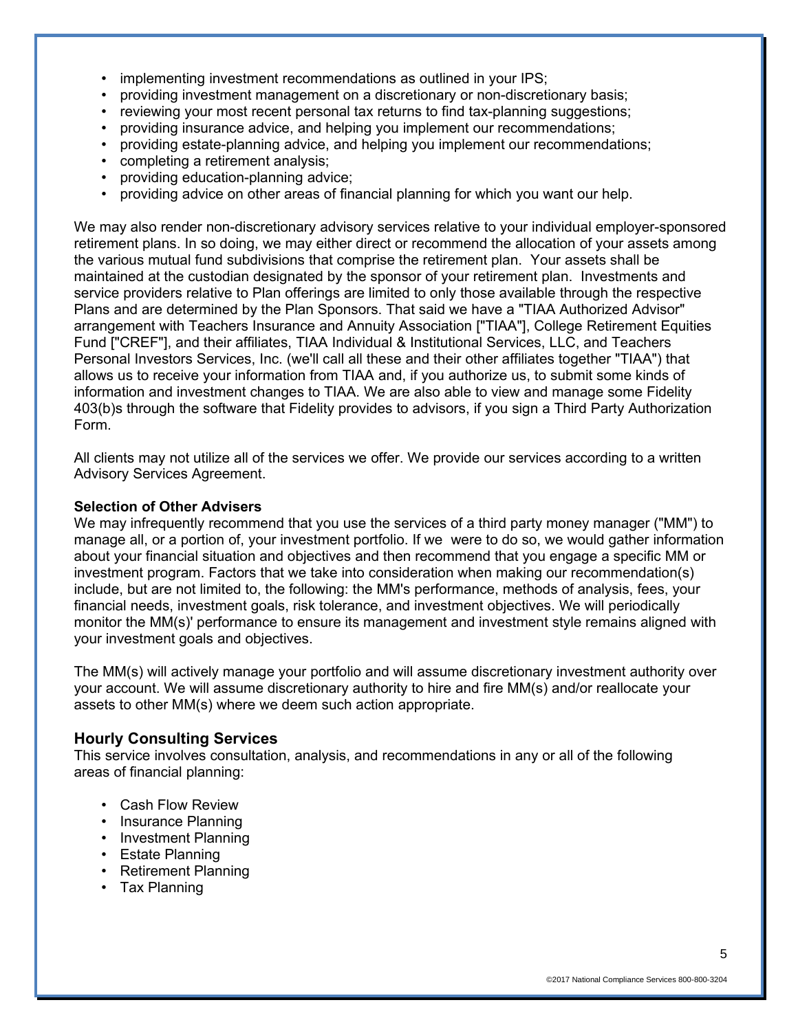- implementing investment recommendations as outlined in your IPS;
- providing investment management on a discretionary or non-discretionary basis;
- reviewing your most recent personal tax returns to find tax-planning suggestions;
- providing insurance advice, and helping you implement our recommendations;
- providing estate-planning advice, and helping you implement our recommendations;
- completing a retirement analysis;
- providing education-planning advice;
- providing advice on other areas of financial planning for which you want our help.

We may also render non-discretionary advisory services relative to your individual employer-sponsored retirement plans. In so doing, we may either direct or recommend the allocation of your assets among the various mutual fund subdivisions that comprise the retirement plan. Your assets shall be maintained at the custodian designated by the sponsor of your retirement plan. Investments and service providers relative to Plan offerings are limited to only those available through the respective Plans and are determined by the Plan Sponsors. That said we have a "TIAA Authorized Advisor" arrangement with Teachers Insurance and Annuity Association ["TIAA"], College Retirement Equities Fund ["CREF"], and their affiliates, TIAA Individual & Institutional Services, LLC, and Teachers Personal Investors Services, Inc. (we'll call all these and their other affiliates together "TIAA") that allows us to receive your information from TIAA and, if you authorize us, to submit some kinds of information and investment changes to TIAA. We are also able to view and manage some Fidelity 403(b)s through the software that Fidelity provides to advisors, if you sign a Third Party Authorization Form.

All clients may not utilize all of the services we offer. We provide our services according to a written Advisory Services Agreement.

**Selection of Other Advisers**

We may infrequently recommend that you use the services of a third party money manager ("MM") to manage all, or a portion of, your investment portfolio. If we were to do so, we would gather information about your financial situation and objectives and then recommend that you engage a specific MM or investment program. Factors that we take into consideration when making our recommendation(s) include, but are not limited to, the following: the MM's performance, methods of analysis, fees, your financial needs, investment goals, risk tolerance, and investment objectives. We will periodically monitor the MM(s)' performance to ensure its management and investment style remains aligned with your investment goals and objectives.

The MM(s) will actively manage your portfolio and will assume discretionary investment authority over your account. We will assume discretionary authority to hire and fire MM(s) and/or reallocate your assets to other MM(s) where we deem such action appropriate.

### Hourly Consulting Services

This service involves consultation, analysis, and recommendations in any or all of the following areas of financial planning:

- Cash Flow Review
- Insurance Planning
- Investment Planning
- Estate Planning
- Retirement Planning
- Tax Planning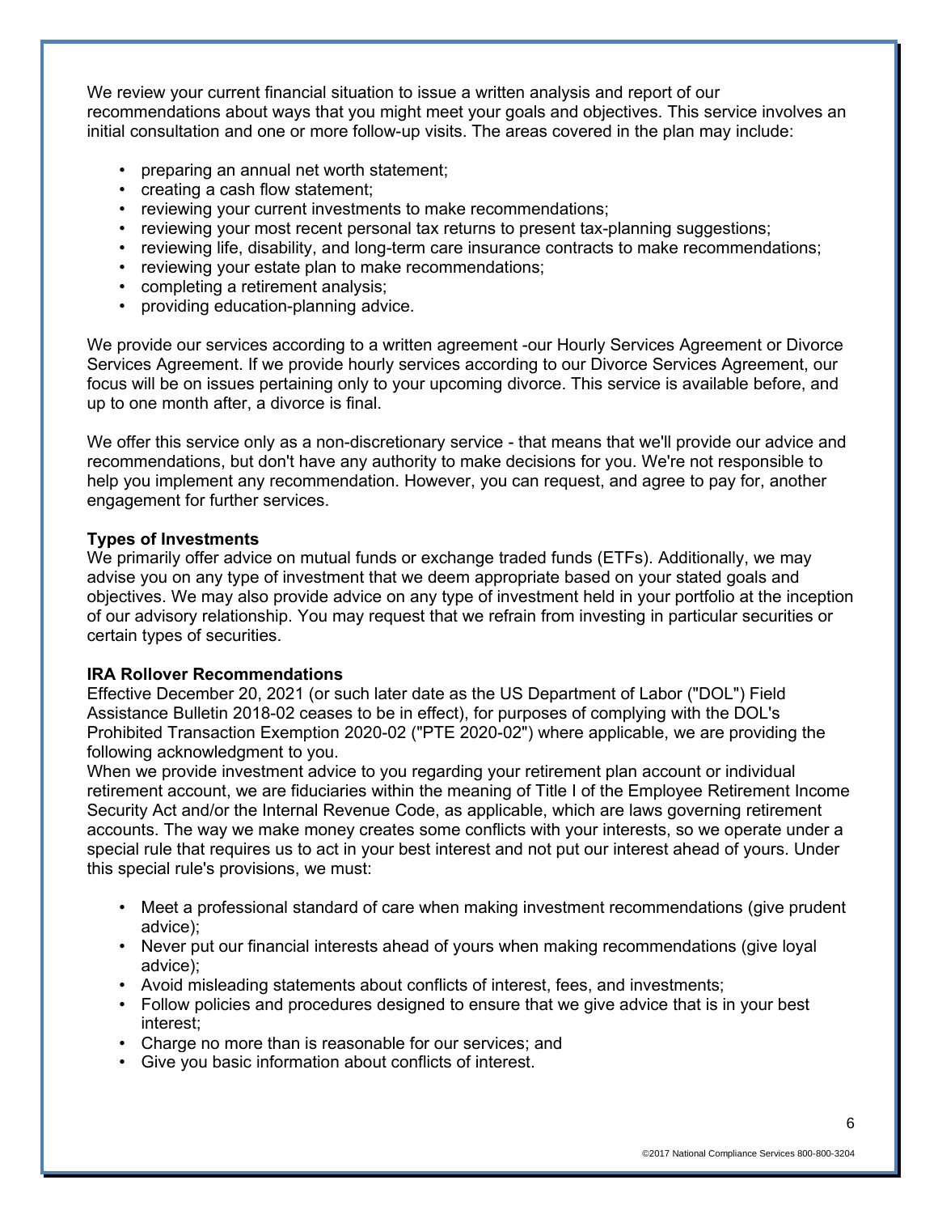We review your current financial situation to issue a written analysis and report of our recommendations about ways that you might meet your goals and objectives. This service involves an initial consultation and one or more follow-up visits. The areas covered in the plan may include:

- preparing an annual net worth statement;
- creating a cash flow statement;
- reviewing your current investments to make recommendations;
- reviewing your most recent personal tax returns to present tax-planning suggestions;
- reviewing life, disability, and long-term care insurance contracts to make recommendations;
- reviewing your estate plan to make recommendations;
- completing a retirement analysis;
- providing education-planning advice.

We provide our services according to a written agreement -our Hourly Services Agreement or Divorce Services Agreement. If we provide hourly services according to our Divorce Services Agreement, our focus will be on issues pertaining only to your upcoming divorce. This service is available before, and up to one month after, a divorce is final.

We offer this service only as a non-discretionary service - that means that we'll provide our advice and recommendations, but don't have any authority to make decisions for you. We're not responsible to help you implement any recommendation. However, you can request, and agree to pay for, another engagement for further services.

**Types of Investments**

We primarily offer advice on mutual funds or exchange traded funds (ETFs). Additionally, we may advise you on any type of investment that we deem appropriate based on your stated goals and objectives. We may also provide advice on any type of investment held in your portfolio at the inception of our advisory relationship. You may request that we refrain from investing in particular securities or certain types of securities.

**IRA Rollover Recommendations**

Effective December 20, 2021 (or such later date as the US Department of Labor ("DOL") Field Assistance Bulletin 2018-02 ceases to be in effect), for purposes of complying with the DOL's Prohibited Transaction Exemption 2020-02 ("PTE 2020-02") where applicable, we are providing the following acknowledgment to you.

When we provide investment advice to you regarding your retirement plan account or individual retirement account, we are fiduciaries within the meaning of Title I of the Employee Retirement Income Security Act and/or the Internal Revenue Code, as applicable, which are laws governing retirement accounts. The way we make money creates some conflicts with your interests, so we operate under a special rule that requires us to act in your best interest and not put our interest ahead of yours. Under this special rule's provisions, we must:

- Meet a professional standard of care when making investment recommendations (give prudent advice);
- Never put our financial interests ahead of yours when making recommendations (give loyal advice);
- Avoid misleading statements about conflicts of interest, fees, and investments;
- Follow policies and procedures designed to ensure that we give advice that is in your best interest;
- Charge no more than is reasonable for our services; and
- Give you basic information about conflicts of interest.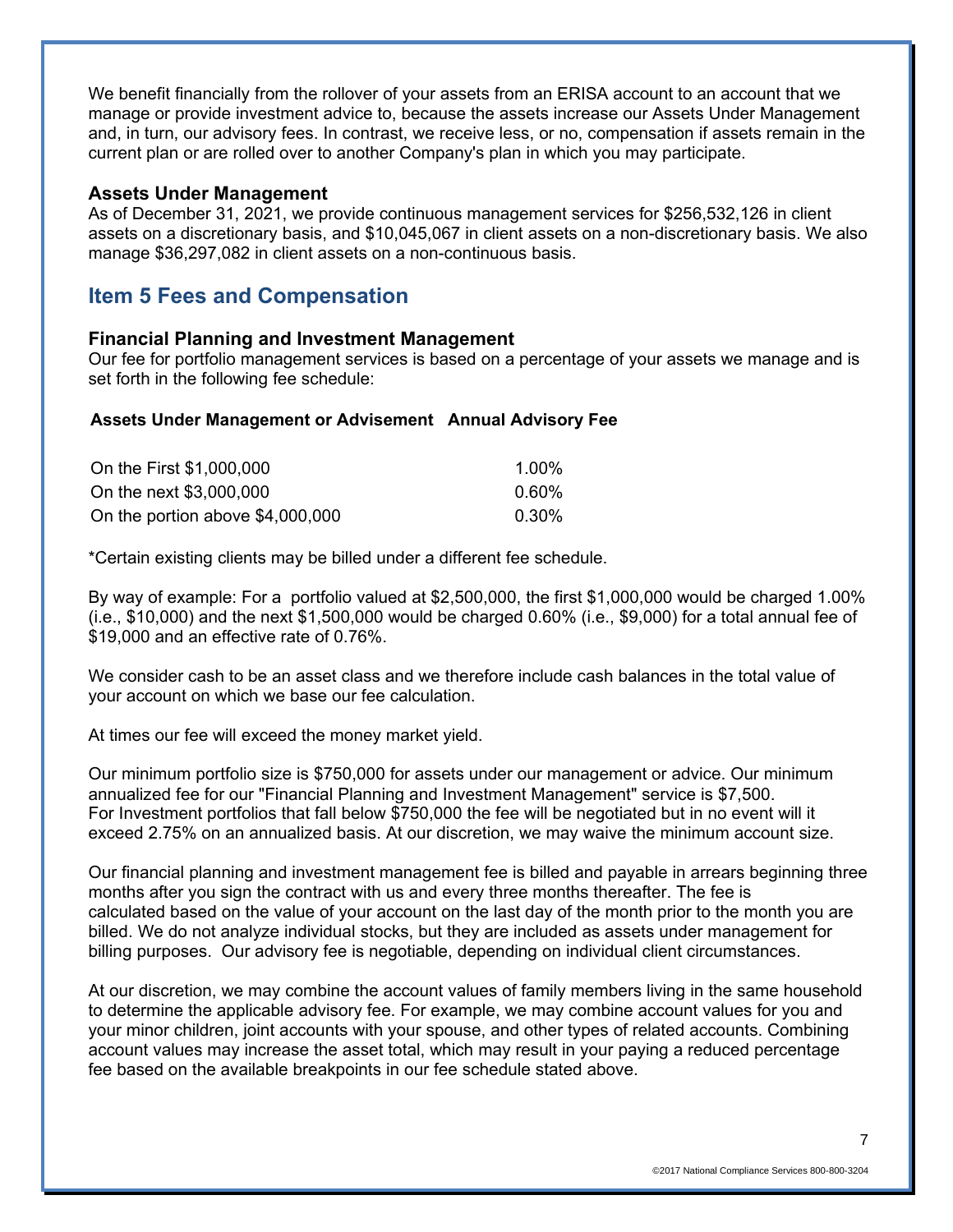We benefit financially from the rollover of your assets from an ERISA account to an account that we manage or provide investment advice to, because the assets increase our Assets Under Management and, in turn, our advisory fees. In contrast, we receive less, or no, compensation if assets remain in the current plan or are rolled over to another Company's plan in which you may participate.

### Assets Under Management

As of December 31, 2021, we provide continuous management services for $256,532,126 in client assets on a discretionary basis, and $10,045,067 in client assets on a non-discretionary basis. We also manage $36,297,082 in client assets on a non-continuous basis.

## Item 5 Fees and Compensation

### Financial Planning and Investment Management

Our fee for portfolio management services is based on a percentage of your assets we manage and is set forth in the following fee schedule:

| Assets Under Management or Advisement | Annual Advisory Fee |
| --- | --- |
| On the First $1,000,000 | 1.00% |
| On the next $3,000,000 | 0.60% |
| On the portion above $4,000,000 | 0.30% |

*Certain existing clients may be billed under a different fee schedule.

By way of example: For a portfolio valued at $2,500,000, the first $1,000,000 would be charged 1.00% (i.e., $10,000) and the next $1,500,000 would be charged 0.60% (i.e., $9,000) for a total annual fee of $19,000 and an effective rate of 0.76%.

We consider cash to be an asset class and we therefore include cash balances in the total value of your account on which we base our fee calculation.

At times our fee will exceed the money market yield.

Our minimum portfolio size is $750,000 for assets under our management or advice. Our minimum annualized fee for our "Financial Planning and Investment Management" service is $7,500. For Investment portfolios that fall below $750,000 the fee will be negotiated but in no event will it exceed 2.75% on an annualized basis. At our discretion, we may waive the minimum account size.

Our financial planning and investment management fee is billed and payable in arrears beginning three months after you sign the contract with us and every three months thereafter. The fee is calculated based on the value of your account on the last day of the month prior to the month you are billed. We do not analyze individual stocks, but they are included as assets under management for billing purposes. Our advisory fee is negotiable, depending on individual client circumstances.

At our discretion, we may combine the account values of family members living in the same household to determine the applicable advisory fee. For example, we may combine account values for you and your minor children, joint accounts with your spouse, and other types of related accounts. Combining account values may increase the asset total, which may result in your paying a reduced percentage fee based on the available breakpoints in our fee schedule stated above.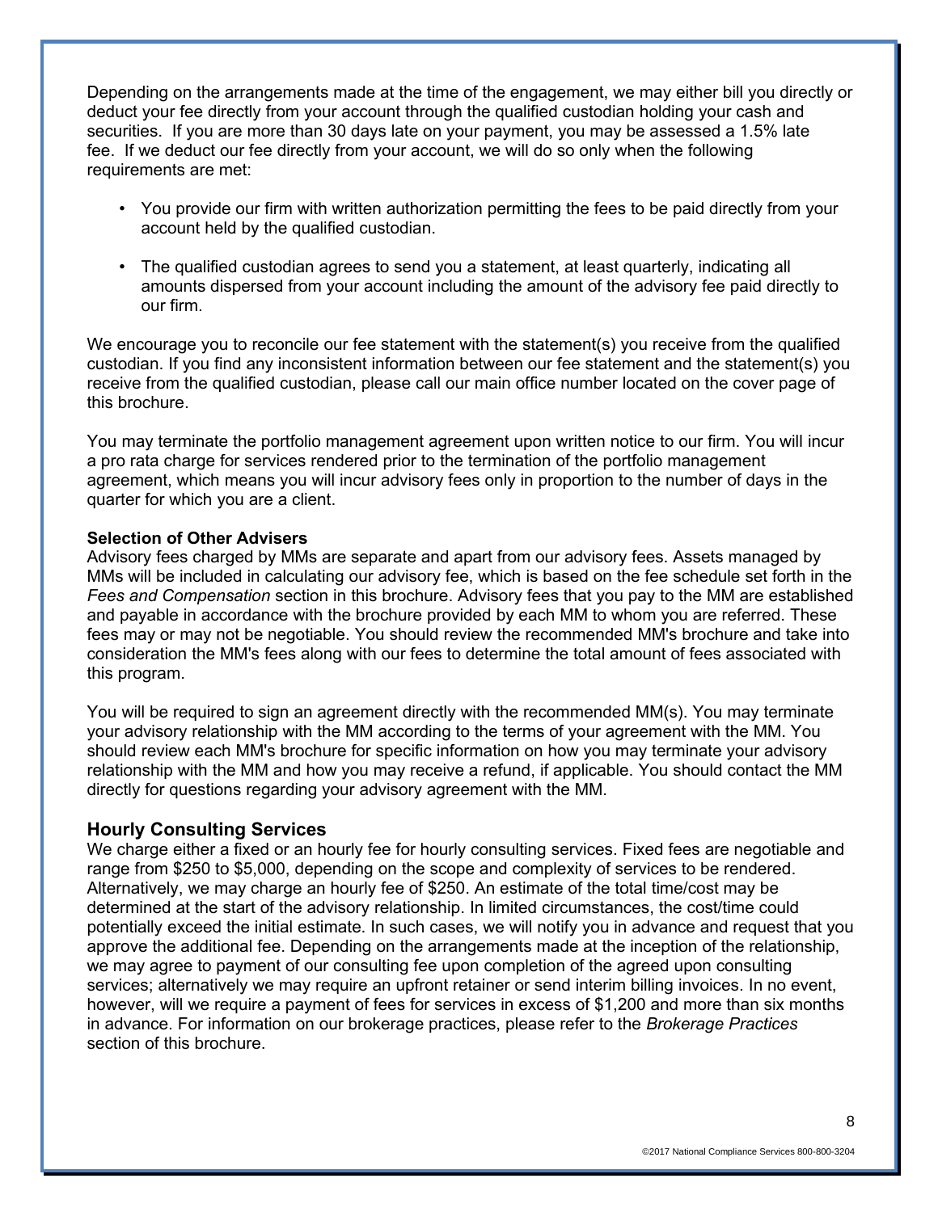Depending on the arrangements made at the time of the engagement, we may either bill you directly or deduct your fee directly from your account through the qualified custodian holding your cash and securities. If you are more than 30 days late on your payment, you may be assessed a 1.5% late fee. If we deduct our fee directly from your account, we will do so only when the following requirements are met:

- You provide our firm with written authorization permitting the fees to be paid directly from your account held by the qualified custodian.
- The qualified custodian agrees to send you a statement, at least quarterly, indicating all amounts dispersed from your account including the amount of the advisory fee paid directly to our firm.

We encourage you to reconcile our fee statement with the statement(s) you receive from the qualified custodian. If you find any inconsistent information between our fee statement and the statement(s) you receive from the qualified custodian, please call our main office number located on the cover page of this brochure.

You may terminate the portfolio management agreement upon written notice to our firm. You will incur a pro rata charge for services rendered prior to the termination of the portfolio management agreement, which means you will incur advisory fees only in proportion to the number of days in the quarter for which you are a client.

**Selection of Other Advisers**

Advisory fees charged by MMs are separate and apart from our advisory fees. Assets managed by MMs will be included in calculating our advisory fee, which is based on the fee schedule set forth in the *Fees and Compensation* section in this brochure. Advisory fees that you pay to the MM are established and payable in accordance with the brochure provided by each MM to whom you are referred. These fees may or may not be negotiable. You should review the recommended MM's brochure and take into consideration the MM's fees along with our fees to determine the total amount of fees associated with this program.

You will be required to sign an agreement directly with the recommended MM(s). You may terminate your advisory relationship with the MM according to the terms of your agreement with the MM. You should review each MM's brochure for specific information on how you may terminate your advisory relationship with the MM and how you may receive a refund, if applicable. You should contact the MM directly for questions regarding your advisory agreement with the MM.

## Hourly Consulting Services

We charge either a fixed or an hourly fee for hourly consulting services. Fixed fees are negotiable and range from $250 to $5,000, depending on the scope and complexity of services to be rendered. Alternatively, we may charge an hourly fee of $250. An estimate of the total time/cost may be determined at the start of the advisory relationship. In limited circumstances, the cost/time could potentially exceed the initial estimate. In such cases, we will notify you in advance and request that you approve the additional fee. Depending on the arrangements made at the inception of the relationship, we may agree to payment of our consulting fee upon completion of the agreed upon consulting services; alternatively we may require an upfront retainer or send interim billing invoices. In no event, however, will we require a payment of fees for services in excess of $1,200 and more than six months in advance. For information on our brokerage practices, please refer to the *Brokerage Practices* section of this brochure.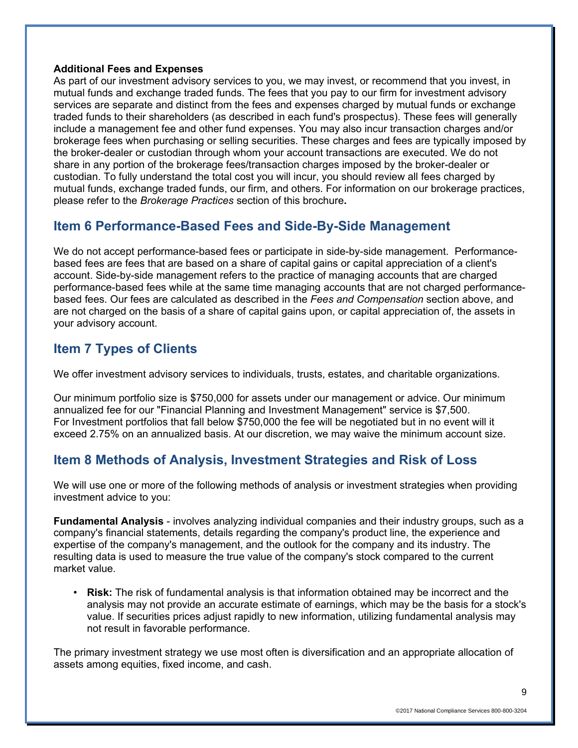**Additional Fees and Expenses**
As part of our investment advisory services to you, we may invest, or recommend that you invest, in mutual funds and exchange traded funds. The fees that you pay to our firm for investment advisory services are separate and distinct from the fees and expenses charged by mutual funds or exchange traded funds to their shareholders (as described in each fund's prospectus). These fees will generally include a management fee and other fund expenses. You may also incur transaction charges and/or brokerage fees when purchasing or selling securities. These charges and fees are typically imposed by the broker-dealer or custodian through whom your account transactions are executed. We do not share in any portion of the brokerage fees/transaction charges imposed by the broker-dealer or custodian. To fully understand the total cost you will incur, you should review all fees charged by mutual funds, exchange traded funds, our firm, and others. For information on our brokerage practices, please refer to the *Brokerage Practices* section of this brochure**.**

## Item 6 Performance-Based Fees and Side-By-Side Management

We do not accept performance-based fees or participate in side-by-side management. Performance-based fees are fees that are based on a share of capital gains or capital appreciation of a client's account. Side-by-side management refers to the practice of managing accounts that are charged performance-based fees while at the same time managing accounts that are not charged performance-based fees. Our fees are calculated as described in the *Fees and Compensation* section above, and are not charged on the basis of a share of capital gains upon, or capital appreciation of, the assets in your advisory account.

## Item 7 Types of Clients

We offer investment advisory services to individuals, trusts, estates, and charitable organizations.

Our minimum portfolio size is $750,000 for assets under our management or advice. Our minimum annualized fee for our "Financial Planning and Investment Management" service is $7,500. For Investment portfolios that fall below $750,000 the fee will be negotiated but in no event will it exceed 2.75% on an annualized basis. At our discretion, we may waive the minimum account size.

## Item 8 Methods of Analysis, Investment Strategies and Risk of Loss

We will use one or more of the following methods of analysis or investment strategies when providing investment advice to you:

**Fundamental Analysis** - involves analyzing individual companies and their industry groups, such as a company's financial statements, details regarding the company's product line, the experience and expertise of the company's management, and the outlook for the company and its industry. The resulting data is used to measure the true value of the company's stock compared to the current market value.

- **Risk:** The risk of fundamental analysis is that information obtained may be incorrect and the analysis may not provide an accurate estimate of earnings, which may be the basis for a stock's value. If securities prices adjust rapidly to new information, utilizing fundamental analysis may not result in favorable performance.

The primary investment strategy we use most often is diversification and an appropriate allocation of assets among equities, fixed income, and cash.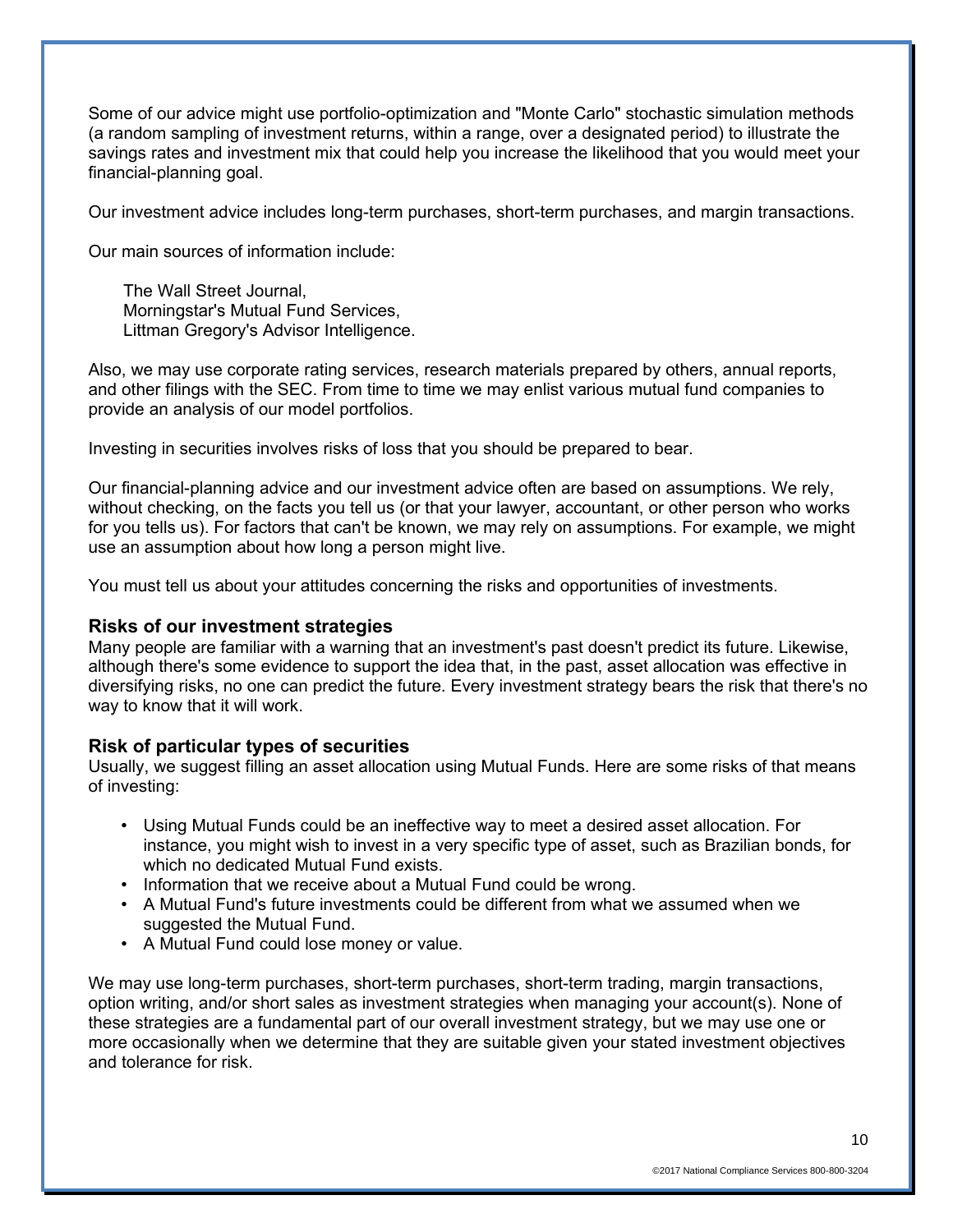Some of our advice might use portfolio-optimization and "Monte Carlo" stochastic simulation methods (a random sampling of investment returns, within a range, over a designated period) to illustrate the savings rates and investment mix that could help you increase the likelihood that you would meet your financial-planning goal.

Our investment advice includes long-term purchases, short-term purchases, and margin transactions.

Our main sources of information include:

The Wall Street Journal,
Morningstar's Mutual Fund Services,
Littman Gregory's Advisor Intelligence.

Also, we may use corporate rating services, research materials prepared by others, annual reports, and other filings with the SEC. From time to time we may enlist various mutual fund companies to provide an analysis of our model portfolios.

Investing in securities involves risks of loss that you should be prepared to bear.

Our financial-planning advice and our investment advice often are based on assumptions. We rely, without checking, on the facts you tell us (or that your lawyer, accountant, or other person who works for you tells us). For factors that can't be known, we may rely on assumptions. For example, we might use an assumption about how long a person might live.

You must tell us about your attitudes concerning the risks and opportunities of investments.

### Risks of our investment strategies

Many people are familiar with a warning that an investment's past doesn't predict its future. Likewise, although there's some evidence to support the idea that, in the past, asset allocation was effective in diversifying risks, no one can predict the future. Every investment strategy bears the risk that there's no way to know that it will work.

### Risk of particular types of securities

Usually, we suggest filling an asset allocation using Mutual Funds. Here are some risks of that means of investing:

- Using Mutual Funds could be an ineffective way to meet a desired asset allocation. For instance, you might wish to invest in a very specific type of asset, such as Brazilian bonds, for which no dedicated Mutual Fund exists.
- Information that we receive about a Mutual Fund could be wrong.
- A Mutual Fund's future investments could be different from what we assumed when we suggested the Mutual Fund.
- A Mutual Fund could lose money or value.

We may use long-term purchases, short-term purchases, short-term trading, margin transactions, option writing, and/or short sales as investment strategies when managing your account(s). None of these strategies are a fundamental part of our overall investment strategy, but we may use one or more occasionally when we determine that they are suitable given your stated investment objectives and tolerance for risk.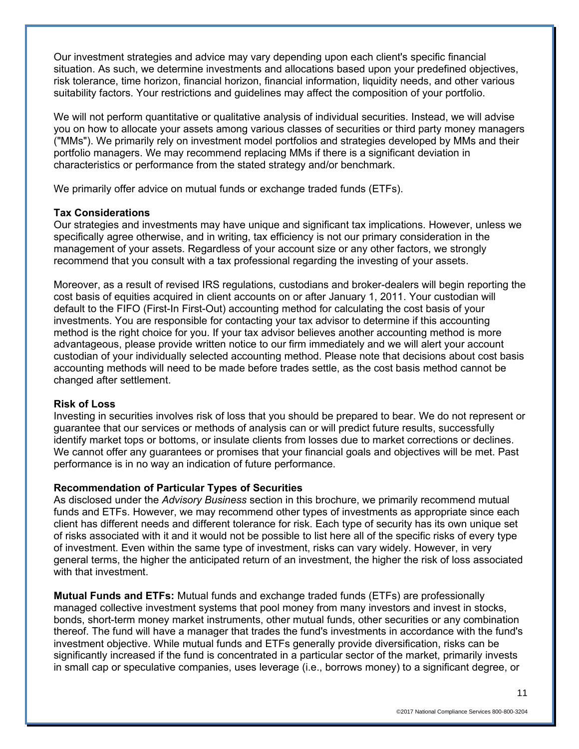Our investment strategies and advice may vary depending upon each client's specific financial situation. As such, we determine investments and allocations based upon your predefined objectives, risk tolerance, time horizon, financial horizon, financial information, liquidity needs, and other various suitability factors. Your restrictions and guidelines may affect the composition of your portfolio.

We will not perform quantitative or qualitative analysis of individual securities. Instead, we will advise you on how to allocate your assets among various classes of securities or third party money managers ("MMs"). We primarily rely on investment model portfolios and strategies developed by MMs and their portfolio managers. We may recommend replacing MMs if there is a significant deviation in characteristics or performance from the stated strategy and/or benchmark.

We primarily offer advice on mutual funds or exchange traded funds (ETFs).

**Tax Considerations**
Our strategies and investments may have unique and significant tax implications. However, unless we specifically agree otherwise, and in writing, tax efficiency is not our primary consideration in the management of your assets. Regardless of your account size or any other factors, we strongly recommend that you consult with a tax professional regarding the investing of your assets.

Moreover, as a result of revised IRS regulations, custodians and broker-dealers will begin reporting the cost basis of equities acquired in client accounts on or after January 1, 2011. Your custodian will default to the FIFO (First-In First-Out) accounting method for calculating the cost basis of your investments. You are responsible for contacting your tax advisor to determine if this accounting method is the right choice for you. If your tax advisor believes another accounting method is more advantageous, please provide written notice to our firm immediately and we will alert your account custodian of your individually selected accounting method. Please note that decisions about cost basis accounting methods will need to be made before trades settle, as the cost basis method cannot be changed after settlement.

**Risk of Loss**
Investing in securities involves risk of loss that you should be prepared to bear. We do not represent or guarantee that our services or methods of analysis can or will predict future results, successfully identify market tops or bottoms, or insulate clients from losses due to market corrections or declines. We cannot offer any guarantees or promises that your financial goals and objectives will be met. Past performance is in no way an indication of future performance.

**Recommendation of Particular Types of Securities**
As disclosed under the *Advisory Business* section in this brochure, we primarily recommend mutual funds and ETFs. However, we may recommend other types of investments as appropriate since each client has different needs and different tolerance for risk. Each type of security has its own unique set of risks associated with it and it would not be possible to list here all of the specific risks of every type of investment. Even within the same type of investment, risks can vary widely. However, in very general terms, the higher the anticipated return of an investment, the higher the risk of loss associated with that investment.

**Mutual Funds and ETFs:** Mutual funds and exchange traded funds (ETFs) are professionally managed collective investment systems that pool money from many investors and invest in stocks, bonds, short-term money market instruments, other mutual funds, other securities or any combination thereof. The fund will have a manager that trades the fund's investments in accordance with the fund's investment objective. While mutual funds and ETFs generally provide diversification, risks can be significantly increased if the fund is concentrated in a particular sector of the market, primarily invests in small cap or speculative companies, uses leverage (i.e., borrows money) to a significant degree, or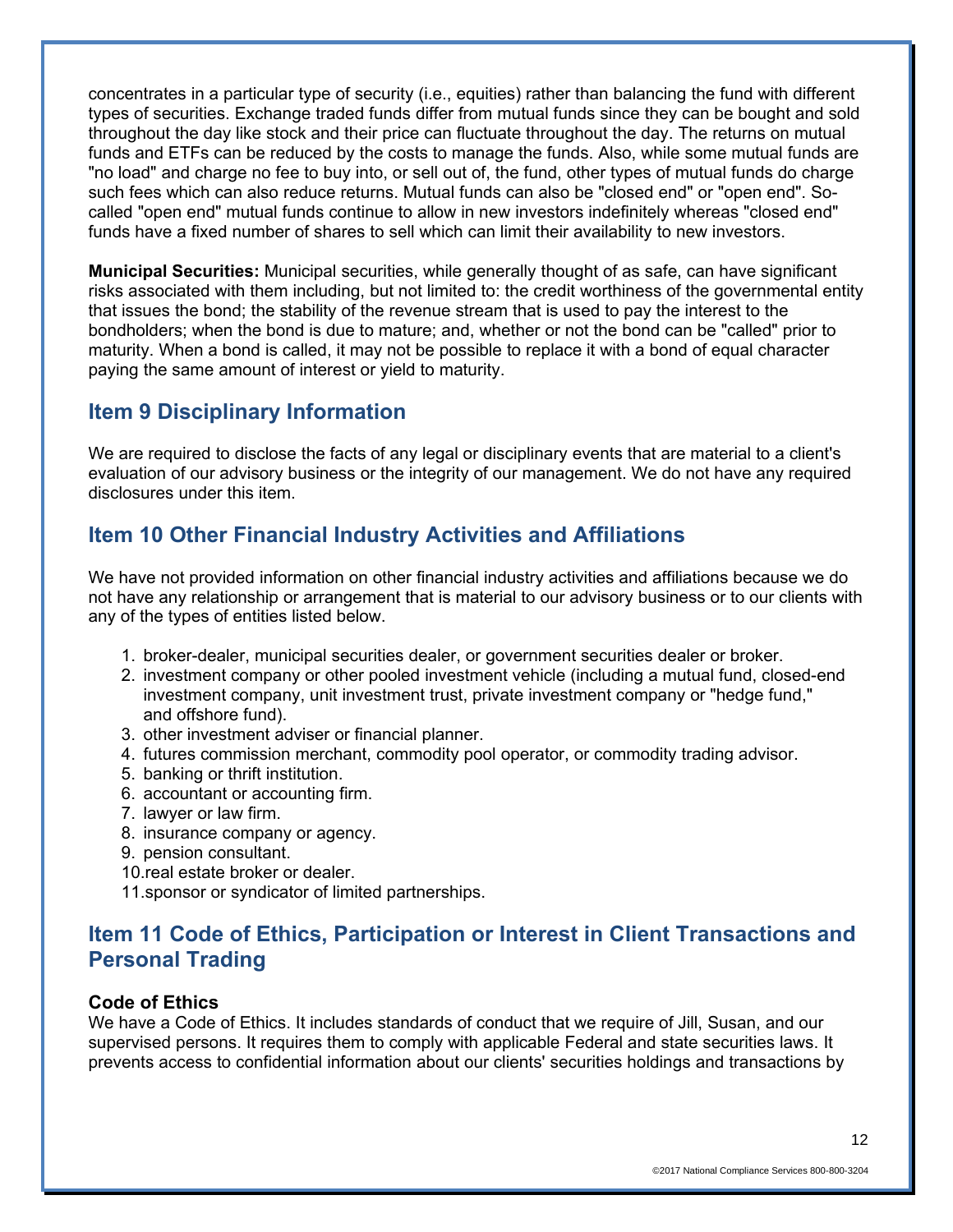concentrates in a particular type of security (i.e., equities) rather than balancing the fund with different types of securities. Exchange traded funds differ from mutual funds since they can be bought and sold throughout the day like stock and their price can fluctuate throughout the day. The returns on mutual funds and ETFs can be reduced by the costs to manage the funds. Also, while some mutual funds are "no load" and charge no fee to buy into, or sell out of, the fund, other types of mutual funds do charge such fees which can also reduce returns. Mutual funds can also be "closed end" or "open end". So-called "open end" mutual funds continue to allow in new investors indefinitely whereas "closed end" funds have a fixed number of shares to sell which can limit their availability to new investors.

**Municipal Securities:** Municipal securities, while generally thought of as safe, can have significant risks associated with them including, but not limited to: the credit worthiness of the governmental entity that issues the bond; the stability of the revenue stream that is used to pay the interest to the bondholders; when the bond is due to mature; and, whether or not the bond can be "called" prior to maturity. When a bond is called, it may not be possible to replace it with a bond of equal character paying the same amount of interest or yield to maturity.

## Item 9 Disciplinary Information

We are required to disclose the facts of any legal or disciplinary events that are material to a client's evaluation of our advisory business or the integrity of our management. We do not have any required disclosures under this item.

## Item 10 Other Financial Industry Activities and Affiliations

We have not provided information on other financial industry activities and affiliations because we do not have any relationship or arrangement that is material to our advisory business or to our clients with any of the types of entities listed below.

1. broker-dealer, municipal securities dealer, or government securities dealer or broker.
2. investment company or other pooled investment vehicle (including a mutual fund, closed-end investment company, unit investment trust, private investment company or "hedge fund," and offshore fund).
3. other investment adviser or financial planner.
4. futures commission merchant, commodity pool operator, or commodity trading advisor.
5. banking or thrift institution.
6. accountant or accounting firm.
7. lawyer or law firm.
8. insurance company or agency.
9. pension consultant.
10. real estate broker or dealer.
11. sponsor or syndicator of limited partnerships.

## Item 11 Code of Ethics, Participation or Interest in Client Transactions and Personal Trading

### Code of Ethics

We have a Code of Ethics. It includes standards of conduct that we require of Jill, Susan, and our supervised persons. It requires them to comply with applicable Federal and state securities laws. It prevents access to confidential information about our clients' securities holdings and transactions by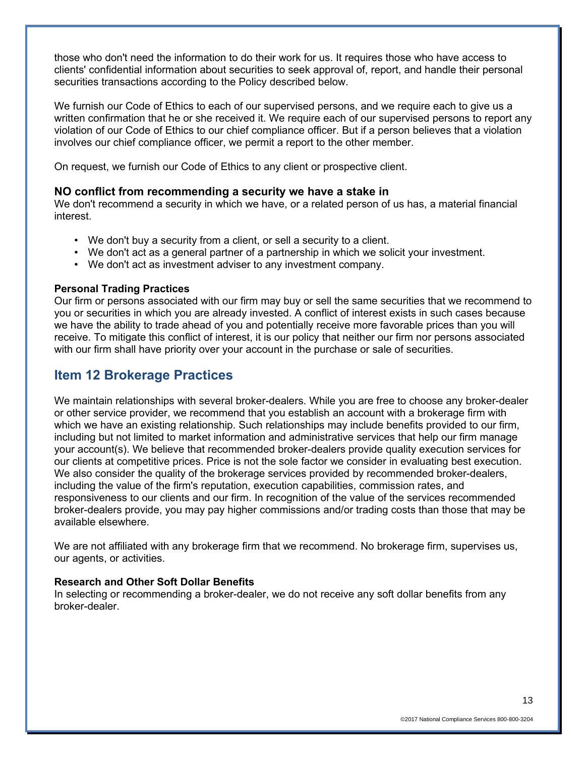those who don't need the information to do their work for us. It requires those who have access to clients' confidential information about securities to seek approval of, report, and handle their personal securities transactions according to the Policy described below.

We furnish our Code of Ethics to each of our supervised persons, and we require each to give us a written confirmation that he or she received it. We require each of our supervised persons to report any violation of our Code of Ethics to our chief compliance officer. But if a person believes that a violation involves our chief compliance officer, we permit a report to the other member.

On request, we furnish our Code of Ethics to any client or prospective client.

### NO conflict from recommending a security we have a stake in

We don't recommend a security in which we have, or a related person of us has, a material financial interest.

- We don't buy a security from a client, or sell a security to a client.
- We don't act as a general partner of a partnership in which we solicit your investment.
- We don't act as investment adviser to any investment company.

**Personal Trading Practices**

Our firm or persons associated with our firm may buy or sell the same securities that we recommend to you or securities in which you are already invested. A conflict of interest exists in such cases because we have the ability to trade ahead of you and potentially receive more favorable prices than you will receive. To mitigate this conflict of interest, it is our policy that neither our firm nor persons associated with our firm shall have priority over your account in the purchase or sale of securities.

## Item 12 Brokerage Practices

We maintain relationships with several broker-dealers. While you are free to choose any broker-dealer or other service provider, we recommend that you establish an account with a brokerage firm with which we have an existing relationship. Such relationships may include benefits provided to our firm, including but not limited to market information and administrative services that help our firm manage your account(s). We believe that recommended broker-dealers provide quality execution services for our clients at competitive prices. Price is not the sole factor we consider in evaluating best execution. We also consider the quality of the brokerage services provided by recommended broker-dealers, including the value of the firm's reputation, execution capabilities, commission rates, and responsiveness to our clients and our firm. In recognition of the value of the services recommended broker-dealers provide, you may pay higher commissions and/or trading costs than those that may be available elsewhere.

We are not affiliated with any brokerage firm that we recommend. No brokerage firm, supervises us, our agents, or activities.

**Research and Other Soft Dollar Benefits**

In selecting or recommending a broker-dealer, we do not receive any soft dollar benefits from any broker-dealer.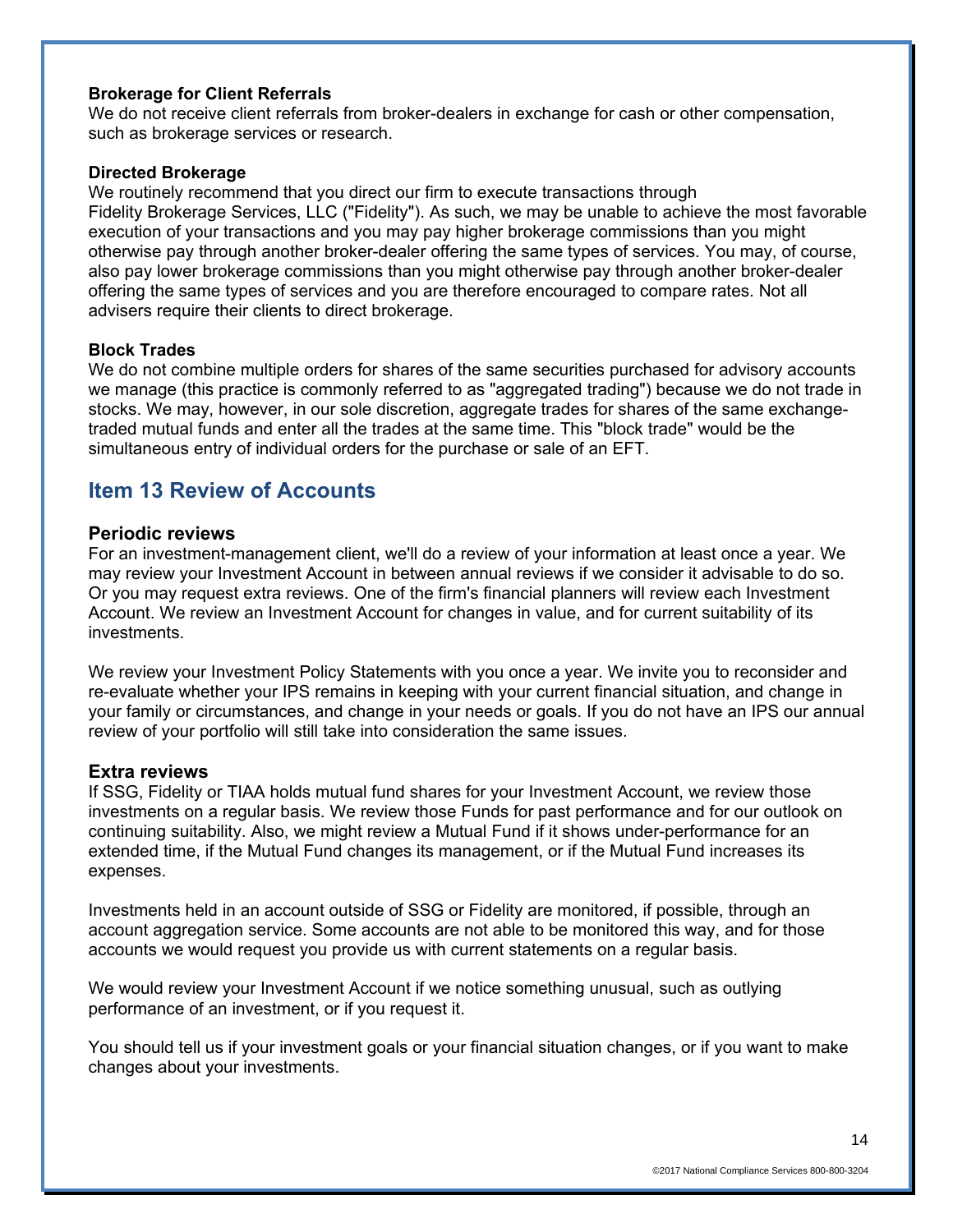**Brokerage for Client Referrals**
We do not receive client referrals from broker-dealers in exchange for cash or other compensation, such as brokerage services or research.

**Directed Brokerage**
We routinely recommend that you direct our firm to execute transactions through Fidelity Brokerage Services, LLC ("Fidelity"). As such, we may be unable to achieve the most favorable execution of your transactions and you may pay higher brokerage commissions than you might otherwise pay through another broker-dealer offering the same types of services. You may, of course, also pay lower brokerage commissions than you might otherwise pay through another broker-dealer offering the same types of services and you are therefore encouraged to compare rates. Not all advisers require their clients to direct brokerage.

**Block Trades**
We do not combine multiple orders for shares of the same securities purchased for advisory accounts we manage (this practice is commonly referred to as "aggregated trading") because we do not trade in stocks. We may, however, in our sole discretion, aggregate trades for shares of the same exchange-traded mutual funds and enter all the trades at the same time. This "block trade" would be the simultaneous entry of individual orders for the purchase or sale of an EFT.

## Item 13 Review of Accounts

### Periodic reviews

For an investment-management client, we'll do a review of your information at least once a year. We may review your Investment Account in between annual reviews if we consider it advisable to do so. Or you may request extra reviews. One of the firm's financial planners will review each Investment Account. We review an Investment Account for changes in value, and for current suitability of its investments.

We review your Investment Policy Statements with you once a year. We invite you to reconsider and re-evaluate whether your IPS remains in keeping with your current financial situation, and change in your family or circumstances, and change in your needs or goals. If you do not have an IPS our annual review of your portfolio will still take into consideration the same issues.

### Extra reviews

If SSG, Fidelity or TIAA holds mutual fund shares for your Investment Account, we review those investments on a regular basis. We review those Funds for past performance and for our outlook on continuing suitability. Also, we might review a Mutual Fund if it shows under-performance for an extended time, if the Mutual Fund changes its management, or if the Mutual Fund increases its expenses.

Investments held in an account outside of SSG or Fidelity are monitored, if possible, through an account aggregation service. Some accounts are not able to be monitored this way, and for those accounts we would request you provide us with current statements on a regular basis.

We would review your Investment Account if we notice something unusual, such as outlying performance of an investment, or if you request it.

You should tell us if your investment goals or your financial situation changes, or if you want to make changes about your investments.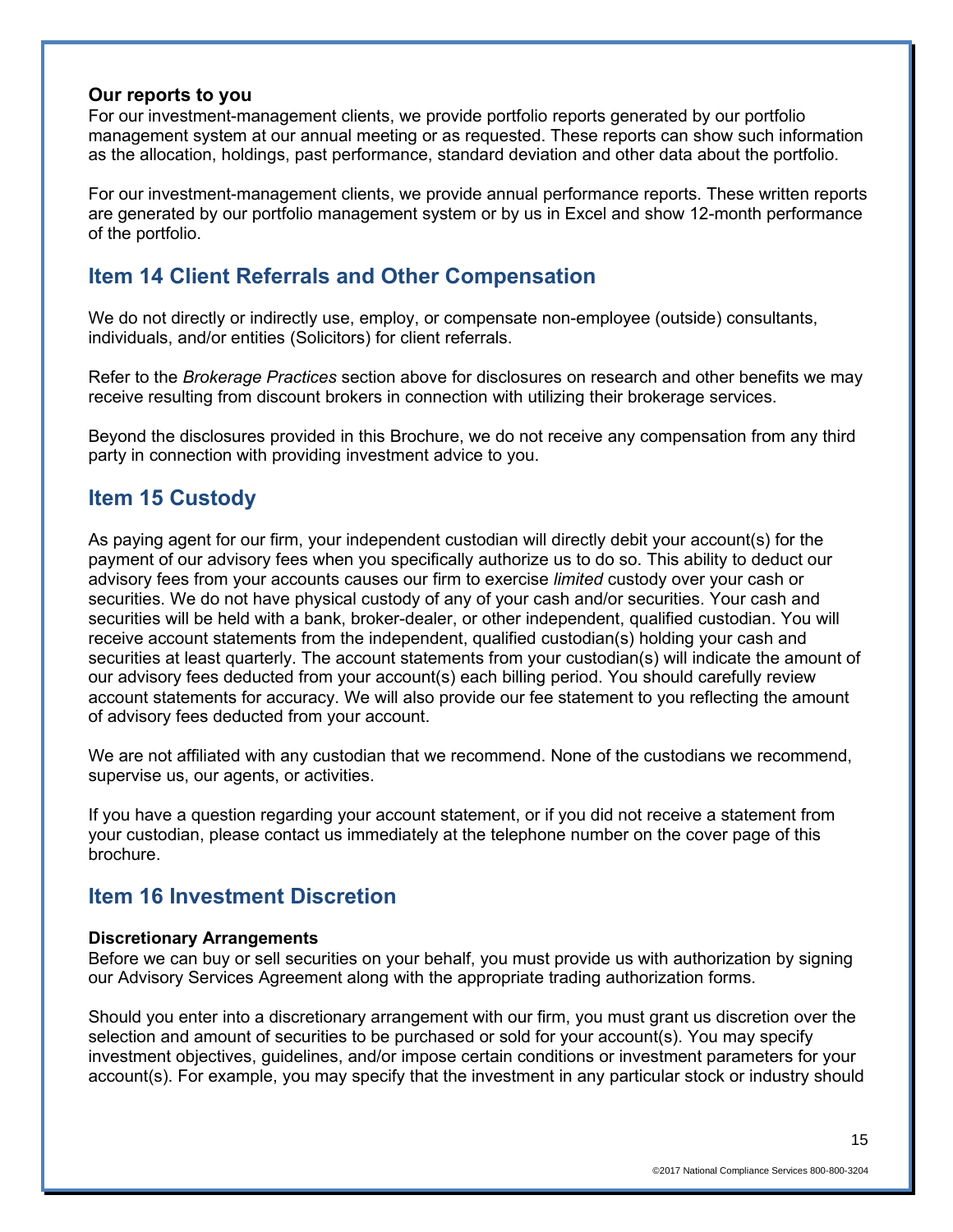**Our reports to you**

For our investment-management clients, we provide portfolio reports generated by our portfolio management system at our annual meeting or as requested. These reports can show such information as the allocation, holdings, past performance, standard deviation and other data about the portfolio.

For our investment-management clients, we provide annual performance reports. These written reports are generated by our portfolio management system or by us in Excel and show 12-month performance of the portfolio.

## Item 14 Client Referrals and Other Compensation

We do not directly or indirectly use, employ, or compensate non-employee (outside) consultants, individuals, and/or entities (Solicitors) for client referrals.

Refer to the *Brokerage Practices* section above for disclosures on research and other benefits we may receive resulting from discount brokers in connection with utilizing their brokerage services.

Beyond the disclosures provided in this Brochure, we do not receive any compensation from any third party in connection with providing investment advice to you.

## Item 15 Custody

As paying agent for our firm, your independent custodian will directly debit your account(s) for the payment of our advisory fees when you specifically authorize us to do so. This ability to deduct our advisory fees from your accounts causes our firm to exercise *limited* custody over your cash or securities. We do not have physical custody of any of your cash and/or securities. Your cash and securities will be held with a bank, broker-dealer, or other independent, qualified custodian. You will receive account statements from the independent, qualified custodian(s) holding your cash and securities at least quarterly. The account statements from your custodian(s) will indicate the amount of our advisory fees deducted from your account(s) each billing period. You should carefully review account statements for accuracy. We will also provide our fee statement to you reflecting the amount of advisory fees deducted from your account.

We are not affiliated with any custodian that we recommend. None of the custodians we recommend, supervise us, our agents, or activities.

If you have a question regarding your account statement, or if you did not receive a statement from your custodian, please contact us immediately at the telephone number on the cover page of this brochure.

## Item 16 Investment Discretion

**Discretionary Arrangements**

Before we can buy or sell securities on your behalf, you must provide us with authorization by signing our Advisory Services Agreement along with the appropriate trading authorization forms.

Should you enter into a discretionary arrangement with our firm, you must grant us discretion over the selection and amount of securities to be purchased or sold for your account(s). You may specify investment objectives, guidelines, and/or impose certain conditions or investment parameters for your account(s). For example, you may specify that the investment in any particular stock or industry should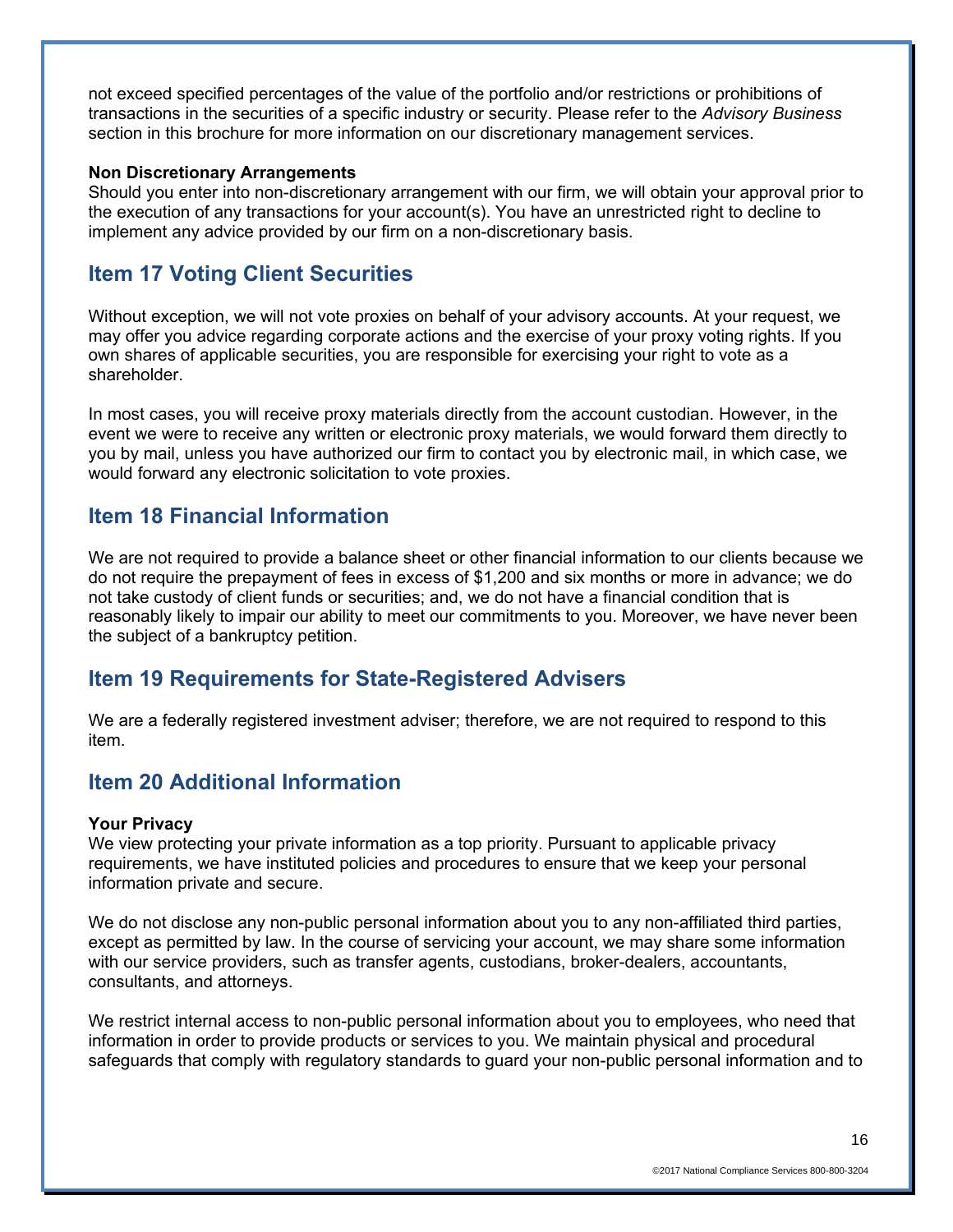not exceed specified percentages of the value of the portfolio and/or restrictions or prohibitions of transactions in the securities of a specific industry or security. Please refer to the *Advisory Business* section in this brochure for more information on our discretionary management services.

**Non Discretionary Arrangements**
Should you enter into non-discretionary arrangement with our firm, we will obtain your approval prior to the execution of any transactions for your account(s). You have an unrestricted right to decline to implement any advice provided by our firm on a non-discretionary basis.

## Item 17 Voting Client Securities

Without exception, we will not vote proxies on behalf of your advisory accounts. At your request, we may offer you advice regarding corporate actions and the exercise of your proxy voting rights. If you own shares of applicable securities, you are responsible for exercising your right to vote as a shareholder.

In most cases, you will receive proxy materials directly from the account custodian. However, in the event we were to receive any written or electronic proxy materials, we would forward them directly to you by mail, unless you have authorized our firm to contact you by electronic mail, in which case, we would forward any electronic solicitation to vote proxies.

## Item 18 Financial Information

We are not required to provide a balance sheet or other financial information to our clients because we do not require the prepayment of fees in excess of $1,200 and six months or more in advance; we do not take custody of client funds or securities; and, we do not have a financial condition that is reasonably likely to impair our ability to meet our commitments to you. Moreover, we have never been the subject of a bankruptcy petition.

## Item 19 Requirements for State-Registered Advisers

We are a federally registered investment adviser; therefore, we are not required to respond to this item.

## Item 20 Additional Information

**Your Privacy**
We view protecting your private information as a top priority. Pursuant to applicable privacy requirements, we have instituted policies and procedures to ensure that we keep your personal information private and secure.

We do not disclose any non-public personal information about you to any non-affiliated third parties, except as permitted by law. In the course of servicing your account, we may share some information with our service providers, such as transfer agents, custodians, broker-dealers, accountants, consultants, and attorneys.

We restrict internal access to non-public personal information about you to employees, who need that information in order to provide products or services to you. We maintain physical and procedural safeguards that comply with regulatory standards to guard your non-public personal information and to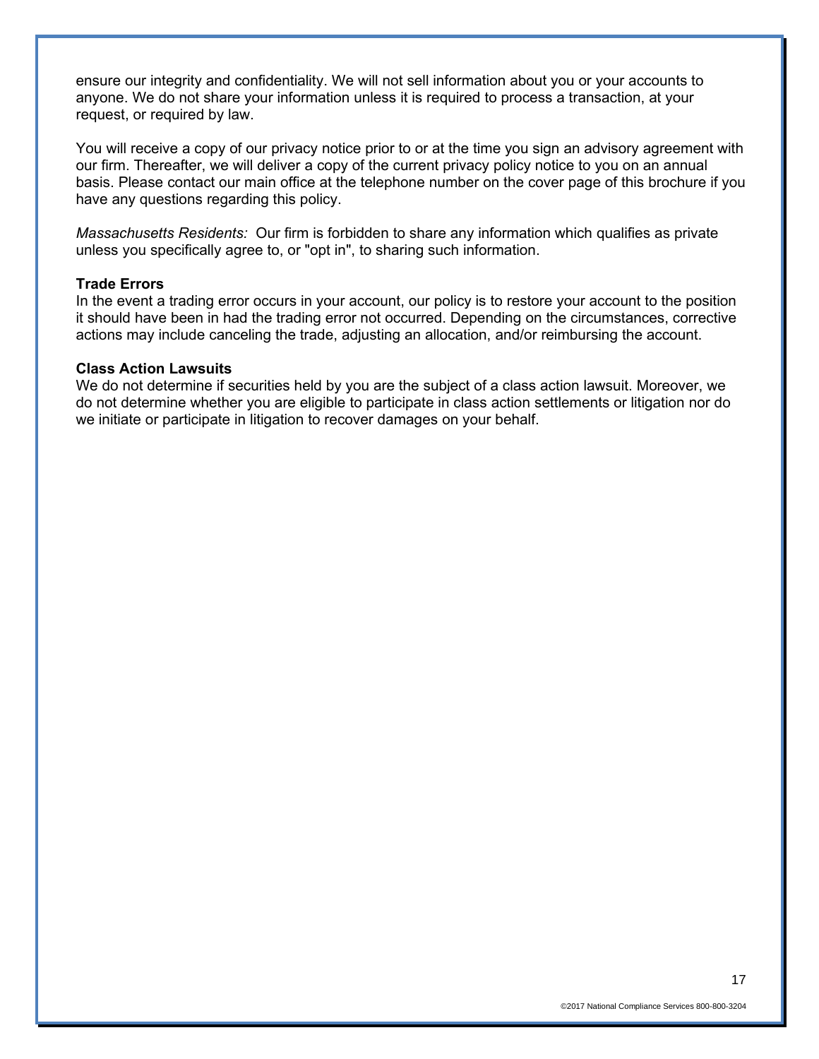ensure our integrity and confidentiality. We will not sell information about you or your accounts to anyone. We do not share your information unless it is required to process a transaction, at your request, or required by law.

You will receive a copy of our privacy notice prior to or at the time you sign an advisory agreement with our firm. Thereafter, we will deliver a copy of the current privacy policy notice to you on an annual basis. Please contact our main office at the telephone number on the cover page of this brochure if you have any questions regarding this policy.

*Massachusetts Residents:* Our firm is forbidden to share any information which qualifies as private unless you specifically agree to, or "opt in", to sharing such information.

**Trade Errors**

In the event a trading error occurs in your account, our policy is to restore your account to the position it should have been in had the trading error not occurred. Depending on the circumstances, corrective actions may include canceling the trade, adjusting an allocation, and/or reimbursing the account.

**Class Action Lawsuits**

We do not determine if securities held by you are the subject of a class action lawsuit. Moreover, we do not determine whether you are eligible to participate in class action settlements or litigation nor do we initiate or participate in litigation to recover damages on your behalf.